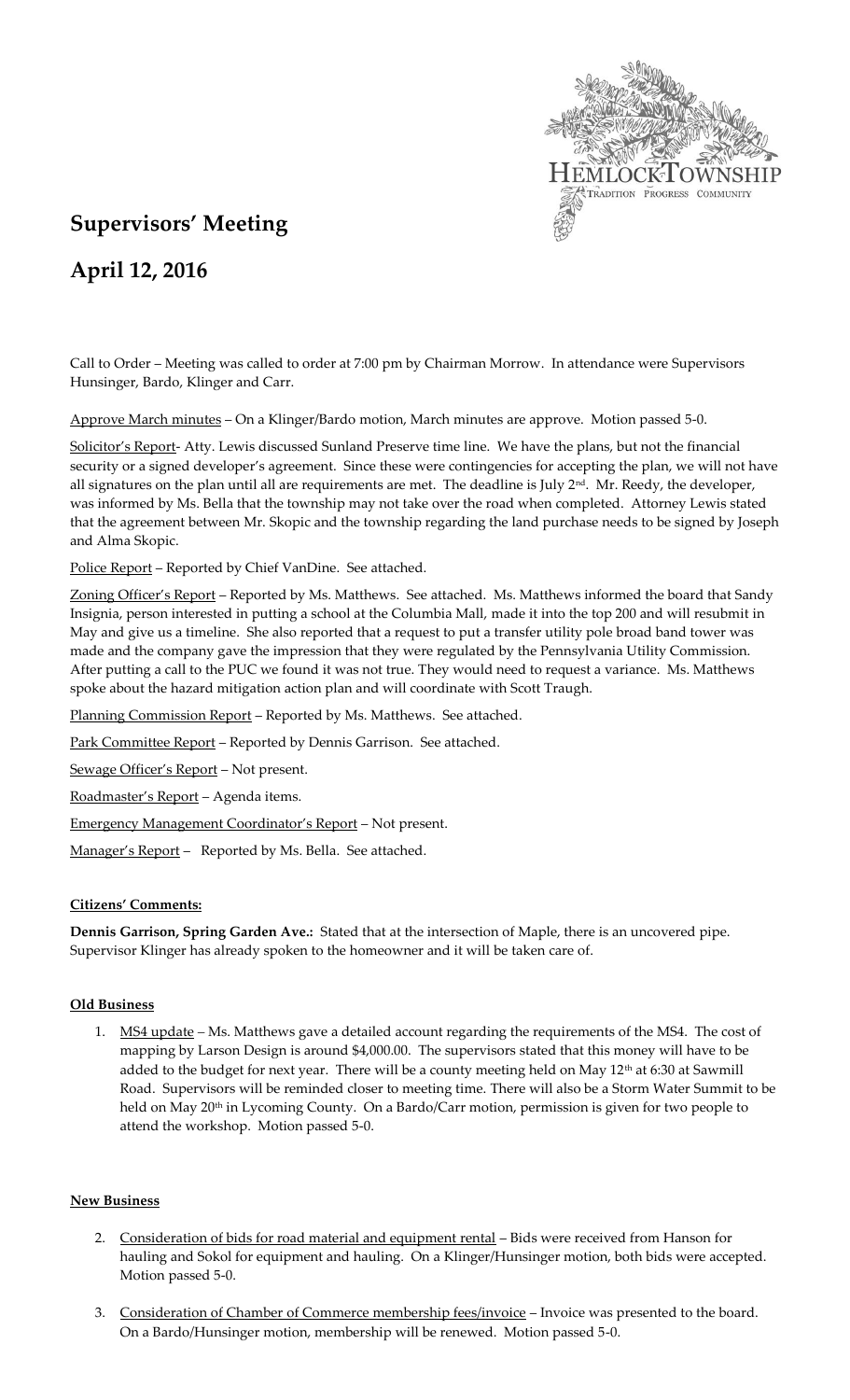# Supervisors' Meeting

## April 12, 2016

Call to Order – Meeting was called to order at 7:00 pm by Chairman Morrow. In attendance were Supervisors Hunsinger, Bardo, Klinger and Carr.

Approve March minutes – On a Klinger/Bardo motion, March minutes are approve. Motion passed 5-0.

Solicitor's Report- Atty. Lewis discussed Sunland Preserve time line. We have the plans, but not the financial security or a signed developer's agreement. Since these were contingencies for accepting the plan, we will not have all signatures on the plan until all are requirements are met. The deadline is July 2nd. Mr. Reedy, the developer, was informed by Ms. Bella that the township may not take over the road when completed. Attorney Lewis stated that the agreement between Mr. Skopic and the township regarding the land purchase needs to be signed by Joseph and Alma Skopic.

Police Report – Reported by Chief VanDine. See attached.

Zoning Officer's Report – Reported by Ms. Matthews. See attached. Ms. Matthews informed the board that Sandy Insignia, person interested in putting a school at the Columbia Mall, made it into the top 200 and will resubmit in May and give us a timeline. She also reported that a request to put a transfer utility pole broad band tower was made and the company gave the impression that they were regulated by the Pennsylvania Utility Commission. After putting a call to the PUC we found it was not true. They would need to request a variance. Ms. Matthews spoke about the hazard mitigation action plan and will coordinate with Scott Traugh.

Planning Commission Report – Reported by Ms. Matthews. See attached.

Park Committee Report – Reported by Dennis Garrison. See attached.

Sewage Officer's Report – Not present.

Roadmaster's Report – Agenda items.

Emergency Management Coordinator's Report – Not present.

Manager's Report – Reported by Ms. Bella. See attached.

**Citizens' Comments:**

**Dennis Garrison, Spring Garden Ave.:** Stated that at the intersection of Maple, there is an uncovered pipe. Supervisor Klinger has already spoken to the homeowner and it will be taken care of.

**Old Business**

1. MS4 update – Ms. Matthews gave a detailed account regarding the requirements of the MS4. The cost of mapping by Larson Design is around $4,000.00. The supervisors stated that this money will have to be added to the budget for next year. There will be a county meeting held on May 12th at 6:30 at Sawmill Road. Supervisors will be reminded closer to meeting time. There will also be a Storm Water Summit to be held on May 20th in Lycoming County. On a Bardo/Carr motion, permission is given for two people to attend the workshop. Motion passed 5-0.

**New Business**

2. Consideration of bids for road material and equipment rental – Bids were received from Hanson for hauling and Sokol for equipment and hauling. On a Klinger/Hunsinger motion, both bids were accepted. Motion passed 5-0.

3. Consideration of Chamber of Commerce membership fees/invoice – Invoice was presented to the board. On a Bardo/Hunsinger motion, membership will be renewed. Motion passed 5-0.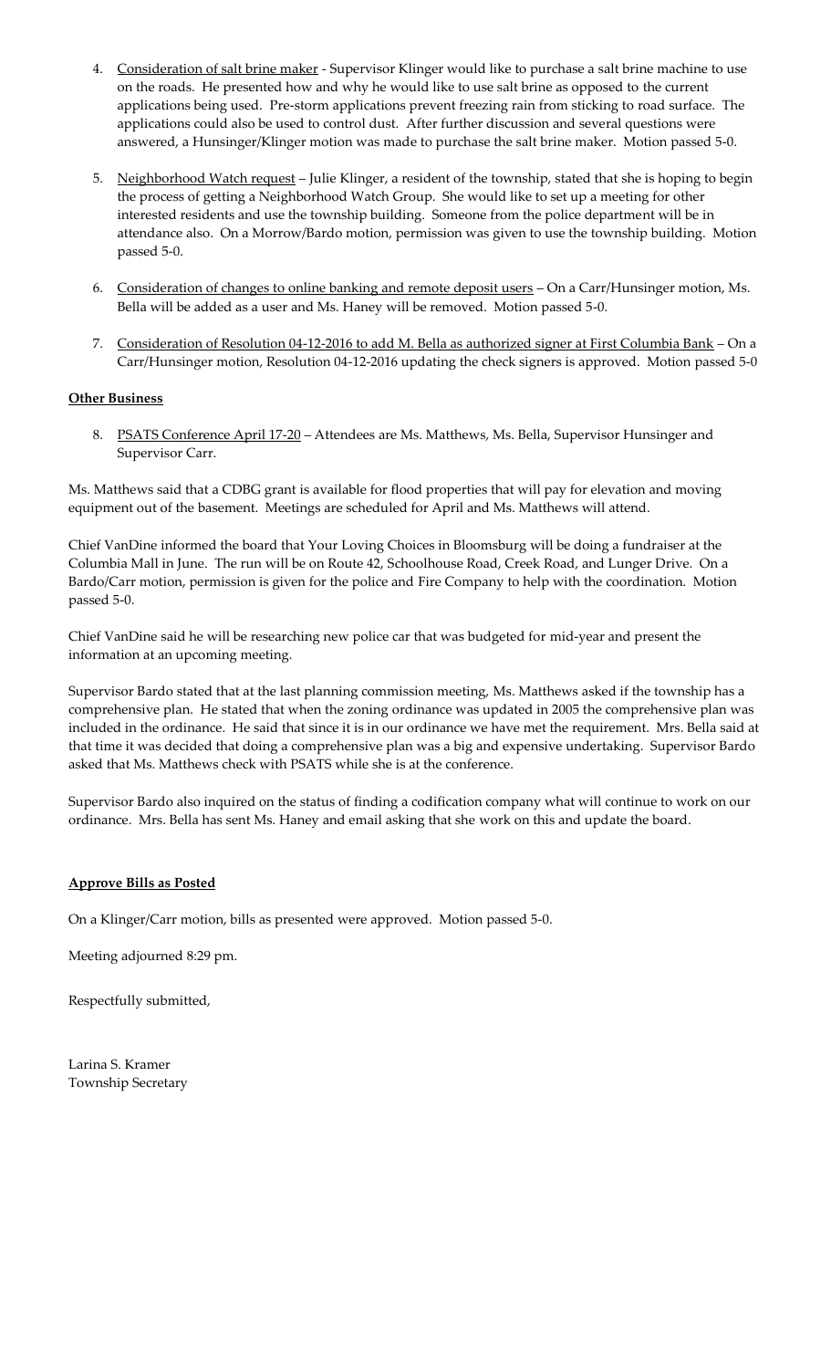4. Consideration of salt brine maker - Supervisor Klinger would like to purchase a salt brine machine to use on the roads. He presented how and why he would like to use salt brine as opposed to the current applications being used. Pre-storm applications prevent freezing rain from sticking to road surface. The applications could also be used to control dust. After further discussion and several questions were answered, a Hunsinger/Klinger motion was made to purchase the salt brine maker. Motion passed 5-0.

5. Neighborhood Watch request – Julie Klinger, a resident of the township, stated that she is hoping to begin the process of getting a Neighborhood Watch Group. She would like to set up a meeting for other interested residents and use the township building. Someone from the police department will be in attendance also. On a Morrow/Bardo motion, permission was given to use the township building. Motion passed 5-0.

6. Consideration of changes to online banking and remote deposit users – On a Carr/Hunsinger motion, Ms. Bella will be added as a user and Ms. Haney will be removed. Motion passed 5-0.

7. Consideration of Resolution 04-12-2016 to add M. Bella as authorized signer at First Columbia Bank – On a Carr/Hunsinger motion, Resolution 04-12-2016 updating the check signers is approved. Motion passed 5-0

**Other Business**

8. PSATS Conference April 17-20 – Attendees are Ms. Matthews, Ms. Bella, Supervisor Hunsinger and Supervisor Carr.

Ms. Matthews said that a CDBG grant is available for flood properties that will pay for elevation and moving equipment out of the basement. Meetings are scheduled for April and Ms. Matthews will attend.

Chief VanDine informed the board that Your Loving Choices in Bloomsburg will be doing a fundraiser at the Columbia Mall in June. The run will be on Route 42, Schoolhouse Road, Creek Road, and Lunger Drive. On a Bardo/Carr motion, permission is given for the police and Fire Company to help with the coordination. Motion passed 5-0.

Chief VanDine said he will be researching new police car that was budgeted for mid-year and present the information at an upcoming meeting.

Supervisor Bardo stated that at the last planning commission meeting, Ms. Matthews asked if the township has a comprehensive plan. He stated that when the zoning ordinance was updated in 2005 the comprehensive plan was included in the ordinance. He said that since it is in our ordinance we have met the requirement. Mrs. Bella said at that time it was decided that doing a comprehensive plan was a big and expensive undertaking. Supervisor Bardo asked that Ms. Matthews check with PSATS while she is at the conference.

Supervisor Bardo also inquired on the status of finding a codification company what will continue to work on our ordinance. Mrs. Bella has sent Ms. Haney and email asking that she work on this and update the board.

**Approve Bills as Posted**

On a Klinger/Carr motion, bills as presented were approved. Motion passed 5-0.

Meeting adjourned 8:29 pm.

Respectfully submitted,

Larina S. Kramer
Township Secretary